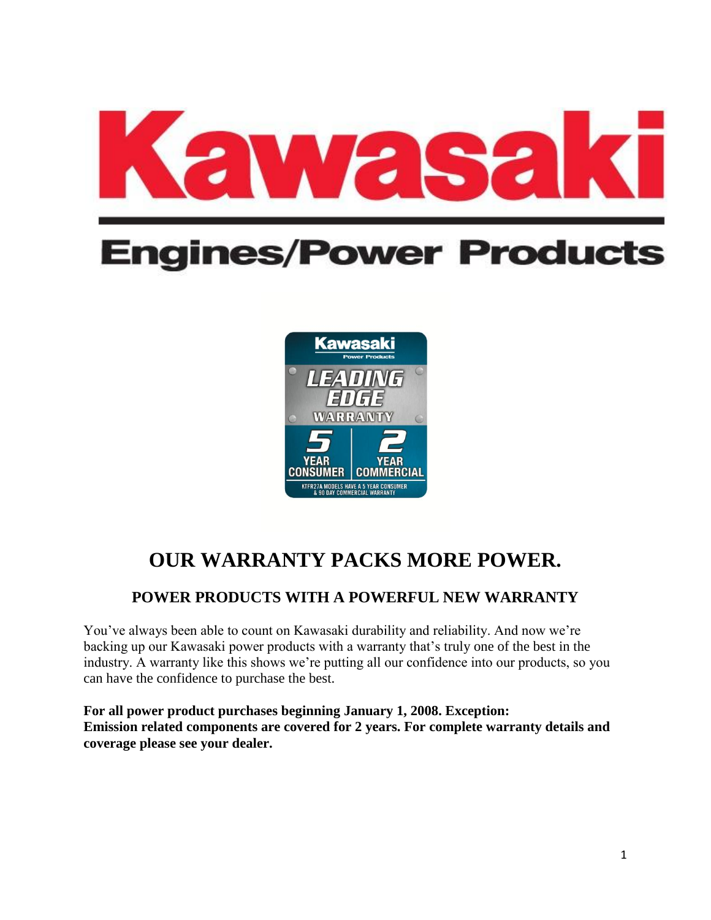# Kawasaki

## Engines/Power Products

Kawasaki
Power Products
LEADING EDGE WARRANTY
5 YEAR CONSUMER
2 YEAR COMMERCIAL
KTFR27A MODELS HAVE A 5 YEAR CONSUMER & 90 DAY COMMERCIAL WARRANTY

# OUR WARRANTY PACKS MORE POWER.

### POWER PRODUCTS WITH A POWERFUL NEW WARRANTY

You've always been able to count on Kawasaki durability and reliability. And now we're backing up our Kawasaki power products with a warranty that's truly one of the best in the industry. A warranty like this shows we're putting all our confidence into our products, so you can have the confidence to purchase the best.

**For all power product purchases beginning January 1, 2008. Exception: Emission related components are covered for 2 years. For complete warranty details and coverage please see your dealer.**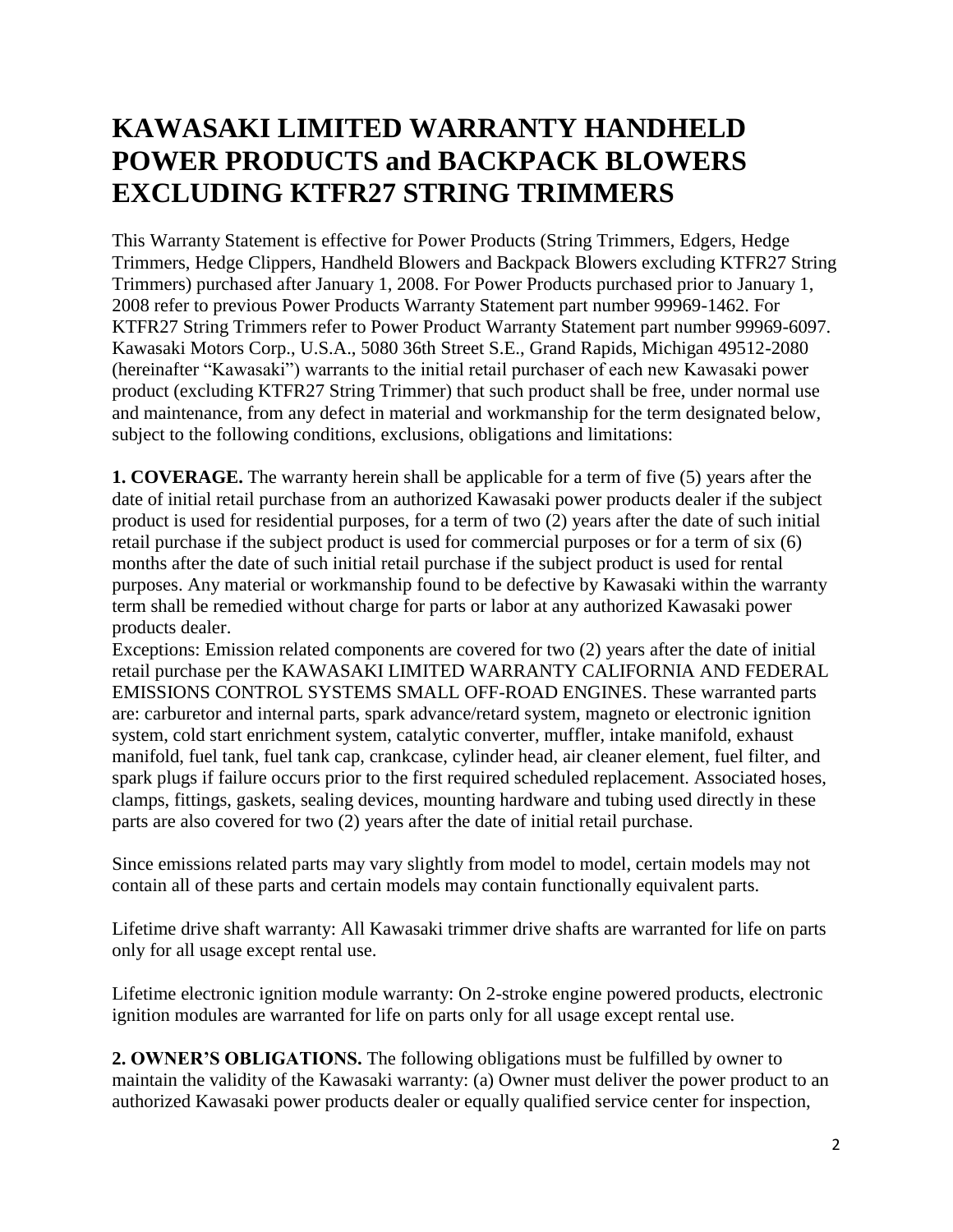# KAWASAKI LIMITED WARRANTY HANDHELD POWER PRODUCTS and BACKPACK BLOWERS EXCLUDING KTFR27 STRING TRIMMERS

This Warranty Statement is effective for Power Products (String Trimmers, Edgers, Hedge Trimmers, Hedge Clippers, Handheld Blowers and Backpack Blowers excluding KTFR27 String Trimmers) purchased after January 1, 2008. For Power Products purchased prior to January 1, 2008 refer to previous Power Products Warranty Statement part number 99969-1462. For KTFR27 String Trimmers refer to Power Product Warranty Statement part number 99969-6097. Kawasaki Motors Corp., U.S.A., 5080 36th Street S.E., Grand Rapids, Michigan 49512-2080 (hereinafter "Kawasaki") warrants to the initial retail purchaser of each new Kawasaki power product (excluding KTFR27 String Trimmer) that such product shall be free, under normal use and maintenance, from any defect in material and workmanship for the term designated below, subject to the following conditions, exclusions, obligations and limitations:

**1. COVERAGE.** The warranty herein shall be applicable for a term of five (5) years after the date of initial retail purchase from an authorized Kawasaki power products dealer if the subject product is used for residential purposes, for a term of two (2) years after the date of such initial retail purchase if the subject product is used for commercial purposes or for a term of six (6) months after the date of such initial retail purchase if the subject product is used for rental purposes. Any material or workmanship found to be defective by Kawasaki within the warranty term shall be remedied without charge for parts or labor at any authorized Kawasaki power products dealer.

Exceptions: Emission related components are covered for two (2) years after the date of initial retail purchase per the KAWASAKI LIMITED WARRANTY CALIFORNIA AND FEDERAL EMISSIONS CONTROL SYSTEMS SMALL OFF-ROAD ENGINES. These warranted parts are: carburetor and internal parts, spark advance/retard system, magneto or electronic ignition system, cold start enrichment system, catalytic converter, muffler, intake manifold, exhaust manifold, fuel tank, fuel tank cap, crankcase, cylinder head, air cleaner element, fuel filter, and spark plugs if failure occurs prior to the first required scheduled replacement. Associated hoses, clamps, fittings, gaskets, sealing devices, mounting hardware and tubing used directly in these parts are also covered for two (2) years after the date of initial retail purchase.

Since emissions related parts may vary slightly from model to model, certain models may not contain all of these parts and certain models may contain functionally equivalent parts.

Lifetime drive shaft warranty: All Kawasaki trimmer drive shafts are warranted for life on parts only for all usage except rental use.

Lifetime electronic ignition module warranty: On 2-stroke engine powered products, electronic ignition modules are warranted for life on parts only for all usage except rental use.

**2. OWNER'S OBLIGATIONS.** The following obligations must be fulfilled by owner to maintain the validity of the Kawasaki warranty: (a) Owner must deliver the power product to an authorized Kawasaki power products dealer or equally qualified service center for inspection,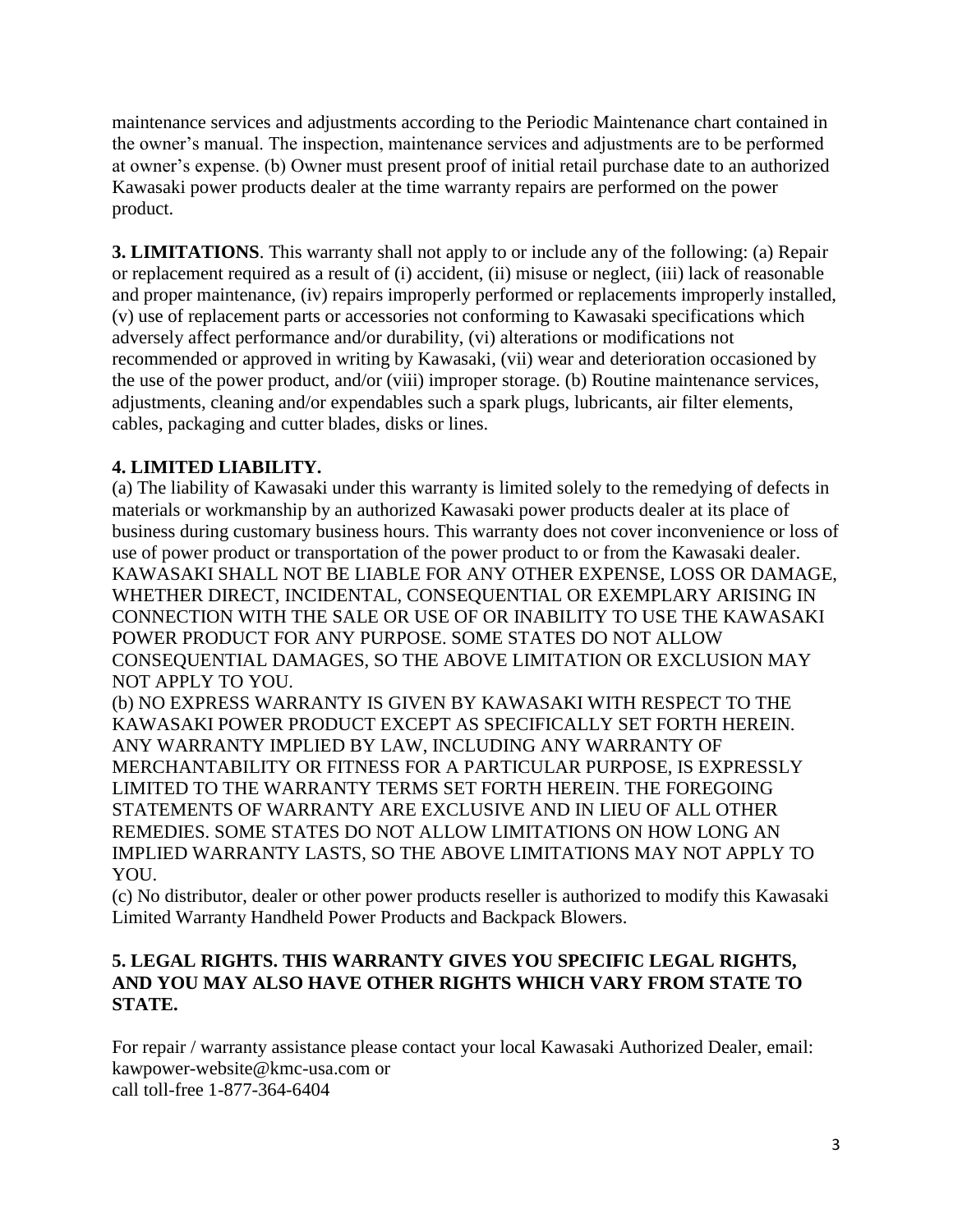maintenance services and adjustments according to the Periodic Maintenance chart contained in the owner's manual. The inspection, maintenance services and adjustments are to be performed at owner's expense. (b) Owner must present proof of initial retail purchase date to an authorized Kawasaki power products dealer at the time warranty repairs are performed on the power product.

**3. LIMITATIONS**. This warranty shall not apply to or include any of the following: (a) Repair or replacement required as a result of (i) accident, (ii) misuse or neglect, (iii) lack of reasonable and proper maintenance, (iv) repairs improperly performed or replacements improperly installed, (v) use of replacement parts or accessories not conforming to Kawasaki specifications which adversely affect performance and/or durability, (vi) alterations or modifications not recommended or approved in writing by Kawasaki, (vii) wear and deterioration occasioned by the use of the power product, and/or (viii) improper storage. (b) Routine maintenance services, adjustments, cleaning and/or expendables such a spark plugs, lubricants, air filter elements, cables, packaging and cutter blades, disks or lines.

**4. LIMITED LIABILITY.**

(a) The liability of Kawasaki under this warranty is limited solely to the remedying of defects in materials or workmanship by an authorized Kawasaki power products dealer at its place of business during customary business hours. This warranty does not cover inconvenience or loss of use of power product or transportation of the power product to or from the Kawasaki dealer. KAWASAKI SHALL NOT BE LIABLE FOR ANY OTHER EXPENSE, LOSS OR DAMAGE, WHETHER DIRECT, INCIDENTAL, CONSEQUENTIAL OR EXEMPLARY ARISING IN CONNECTION WITH THE SALE OR USE OF OR INABILITY TO USE THE KAWASAKI POWER PRODUCT FOR ANY PURPOSE. SOME STATES DO NOT ALLOW CONSEQUENTIAL DAMAGES, SO THE ABOVE LIMITATION OR EXCLUSION MAY NOT APPLY TO YOU.

(b) NO EXPRESS WARRANTY IS GIVEN BY KAWASAKI WITH RESPECT TO THE KAWASAKI POWER PRODUCT EXCEPT AS SPECIFICALLY SET FORTH HEREIN. ANY WARRANTY IMPLIED BY LAW, INCLUDING ANY WARRANTY OF MERCHANTABILITY OR FITNESS FOR A PARTICULAR PURPOSE, IS EXPRESSLY LIMITED TO THE WARRANTY TERMS SET FORTH HEREIN. THE FOREGOING STATEMENTS OF WARRANTY ARE EXCLUSIVE AND IN LIEU OF ALL OTHER REMEDIES. SOME STATES DO NOT ALLOW LIMITATIONS ON HOW LONG AN IMPLIED WARRANTY LASTS, SO THE ABOVE LIMITATIONS MAY NOT APPLY TO YOU.

(c) No distributor, dealer or other power products reseller is authorized to modify this Kawasaki Limited Warranty Handheld Power Products and Backpack Blowers.

**5. LEGAL RIGHTS. THIS WARRANTY GIVES YOU SPECIFIC LEGAL RIGHTS, AND YOU MAY ALSO HAVE OTHER RIGHTS WHICH VARY FROM STATE TO STATE.**

For repair / warranty assistance please contact your local Kawasaki Authorized Dealer, email: kawpower-website@kmc-usa.com or
call toll-free 1-877-364-6404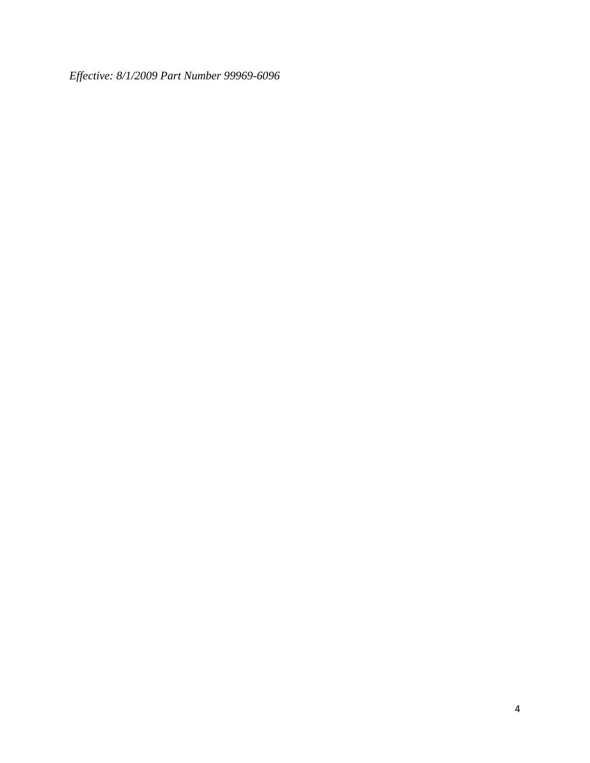*Effective: 8/1/2009 Part Number 99969-6096*